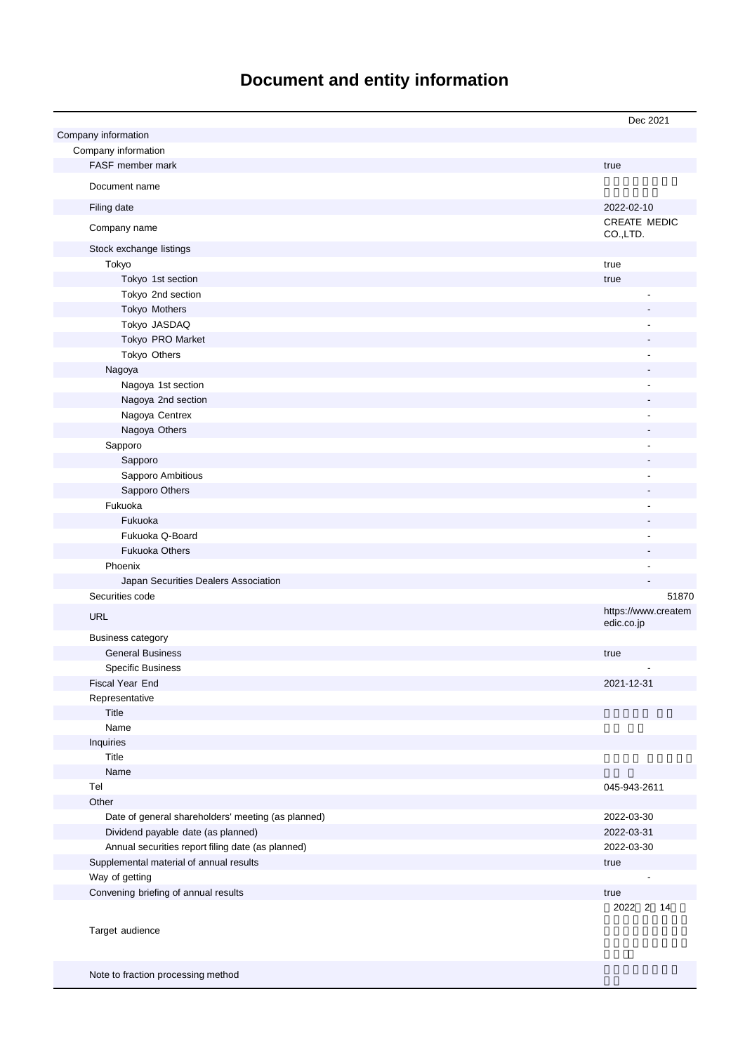# Document and entity information

| | Dec 2021 |
|---|---|
| Company information | |
| Company information | |
| FASF member mark | true |
| Document name | |
| Filing date | 2022-02-10 |
| Company name | CREATE MEDIC CO.,LTD. |
| Stock exchange listings | |
| Tokyo | true |
| Tokyo 1st section | true |
| Tokyo 2nd section | - |
| Tokyo Mothers | - |
| Tokyo JASDAQ | - |
| Tokyo PRO Market | - |
| Tokyo Others | - |
| Nagoya | - |
| Nagoya 1st section | - |
| Nagoya 2nd section | - |
| Nagoya Centrex | - |
| Nagoya Others | - |
| Sapporo | - |
| Sapporo | - |
| Sapporo Ambitious | - |
| Sapporo Others | - |
| Fukuoka | - |
| Fukuoka | - |
| Fukuoka Q-Board | - |
| Fukuoka Others | - |
| Phoenix | - |
| Japan Securities Dealers Association | - |
| Securities code | 51870 |
| URL | https://www.createmedic.co.jp |
| Business category | |
| General Business | true |
| Specific Business | - |
| Fiscal Year End | 2021-12-31 |
| Representative | |
| Title | |
| Name | |
| Inquiries | |
| Title | |
| Name | |
| Tel | 045-943-2611 |
| Other | |
| Date of general shareholders' meeting (as planned) | 2022-03-30 |
| Dividend payable date (as planned) | 2022-03-31 |
| Annual securities report filing date (as planned) | 2022-03-30 |
| Supplemental material of annual results | true |
| Way of getting | - |
| Convening briefing of annual results | true |
| Target audience | 2022 2 14 |
| Note to fraction processing method | |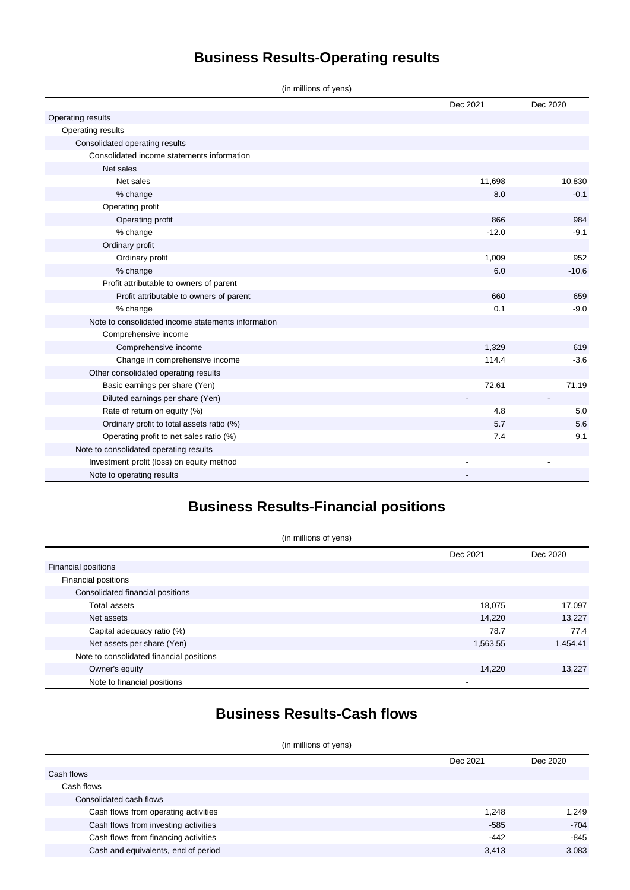# Business Results-Operating results

(in millions of yens)

| | Dec 2021 | Dec 2020 |
|---|---|---|
| Operating results | | |
| Operating results | | |
| Consolidated operating results | | |
| Consolidated income statements information | | |
| Net sales | | |
| Net sales | 11,698 | 10,830 |
| % change | 8.0 | -0.1 |
| Operating profit | | |
| Operating profit | 866 | 984 |
| % change | -12.0 | -9.1 |
| Ordinary profit | | |
| Ordinary profit | 1,009 | 952 |
| % change | 6.0 | -10.6 |
| Profit attributable to owners of parent | | |
| Profit attributable to owners of parent | 660 | 659 |
| % change | 0.1 | -9.0 |
| Note to consolidated income statements information | | |
| Comprehensive income | | |
| Comprehensive income | 1,329 | 619 |
| Change in comprehensive income | 114.4 | -3.6 |
| Other consolidated operating results | | |
| Basic earnings per share (Yen) | 72.61 | 71.19 |
| Diluted earnings per share (Yen) | - | - |
| Rate of return on equity (%) | 4.8 | 5.0 |
| Ordinary profit to total assets ratio (%) | 5.7 | 5.6 |
| Operating profit to net sales ratio (%) | 7.4 | 9.1 |
| Note to consolidated operating results | | |
| Investment profit (loss) on equity method | - | - |
| Note to operating results | - | |

# Business Results-Financial positions

(in millions of yens)

| | Dec 2021 | Dec 2020 |
|---|---|---|
| Financial positions | | |
| Financial positions | | |
| Consolidated financial positions | | |
| Total assets | 18,075 | 17,097 |
| Net assets | 14,220 | 13,227 |
| Capital adequacy ratio (%) | 78.7 | 77.4 |
| Net assets per share (Yen) | 1,563.55 | 1,454.41 |
| Note to consolidated financial positions | | |
| Owner's equity | 14,220 | 13,227 |
| Note to financial positions | - | |

# Business Results-Cash flows

(in millions of yens)

| | Dec 2021 | Dec 2020 |
|---|---|---|
| Cash flows | | |
| Cash flows | | |
| Consolidated cash flows | | |
| Cash flows from operating activities | 1,248 | 1,249 |
| Cash flows from investing activities | -585 | -704 |
| Cash flows from financing activities | -442 | -845 |
| Cash and equivalents, end of period | 3,413 | 3,083 |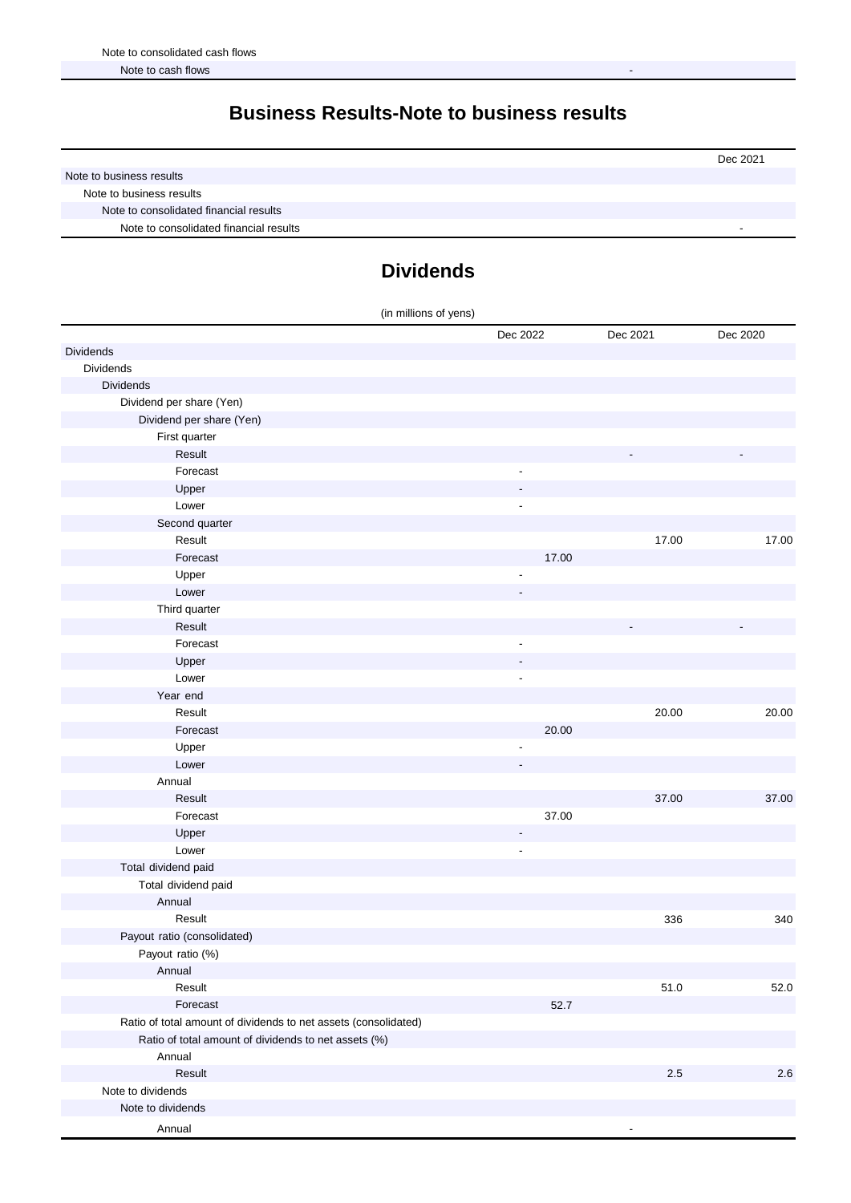| | |
|---|---|
| Note to consolidated cash flows | |
| Note to cash flows | - |

## Business Results-Note to business results

| | Dec 2021 |
|---|---|
| Note to business results | |
| Note to business results | |
| Note to consolidated financial results | |
| Note to consolidated financial results | - |

## Dividends

(in millions of yens)

| | Dec 2022 | Dec 2021 | Dec 2020 |
|---|---|---|---|
| Dividends | | | |
| Dividends | | | |
| Dividends | | | |
| Dividend per share (Yen) | | | |
| Dividend per share (Yen) | | | |
| First quarter | | | |
| Result | | - | - |
| Forecast | - | | |
| Upper | - | | |
| Lower | - | | |
| Second quarter | | | |
| Result | | 17.00 | 17.00 |
| Forecast | 17.00 | | |
| Upper | - | | |
| Lower | - | | |
| Third quarter | | | |
| Result | | - | - |
| Forecast | - | | |
| Upper | - | | |
| Lower | - | | |
| Year end | | | |
| Result | | 20.00 | 20.00 |
| Forecast | 20.00 | | |
| Upper | - | | |
| Lower | - | | |
| Annual | | | |
| Result | | 37.00 | 37.00 |
| Forecast | 37.00 | | |
| Upper | - | | |
| Lower | - | | |
| Total dividend paid | | | |
| Total dividend paid | | | |
| Annual | | | |
| Result | | 336 | 340 |
| Payout ratio (consolidated) | | | |
| Payout ratio (%) | | | |
| Annual | | | |
| Result | | 51.0 | 52.0 |
| Forecast | 52.7 | | |
| Ratio of total amount of dividends to net assets (consolidated) | | | |
| Ratio of total amount of dividends to net assets (%) | | | |
| Annual | | | |
| Result | | 2.5 | 2.6 |
| Note to dividends | | | |
| Note to dividends | | | |
| Annual | | - | |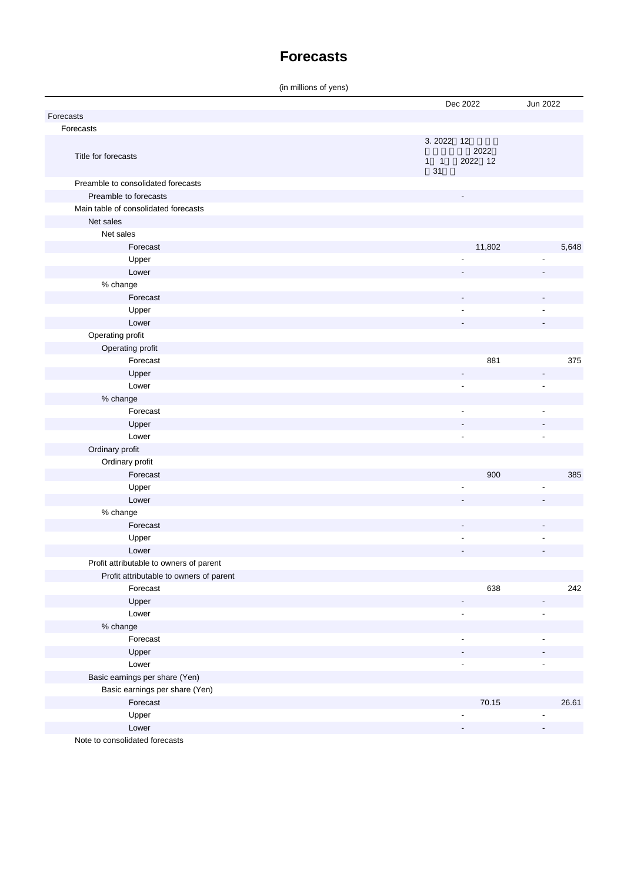# Forecasts

(in millions of yens)

| | Dec 2022 | Jun 2022 |
|---|---|---|
| Forecasts | | |
| Forecasts | | |
| Title for forecasts | 3. 2022 12 2022 1 1 2022 12 31 | |
| Preamble to consolidated forecasts | | |
| Preamble to forecasts | - | |
| Main table of consolidated forecasts | | |
| Net sales | | |
| Net sales | | |
| Forecast | 11,802 | 5,648 |
| Upper | - | - |
| Lower | - | - |
| % change | | |
| Forecast | - | - |
| Upper | - | - |
| Lower | - | - |
| Operating profit | | |
| Operating profit | | |
| Forecast | 881 | 375 |
| Upper | - | - |
| Lower | - | - |
| % change | | |
| Forecast | - | - |
| Upper | - | - |
| Lower | - | - |
| Ordinary profit | | |
| Ordinary profit | | |
| Forecast | 900 | 385 |
| Upper | - | - |
| Lower | - | - |
| % change | | |
| Forecast | - | - |
| Upper | - | - |
| Lower | - | - |
| Profit attributable to owners of parent | | |
| Profit attributable to owners of parent | | |
| Forecast | 638 | 242 |
| Upper | - | - |
| Lower | - | - |
| % change | | |
| Forecast | - | - |
| Upper | - | - |
| Lower | - | - |
| Basic earnings per share (Yen) | | |
| Basic earnings per share (Yen) | | |
| Forecast | 70.15 | 26.61 |
| Upper | - | - |
| Lower | - | - |
| Note to consolidated forecasts | | |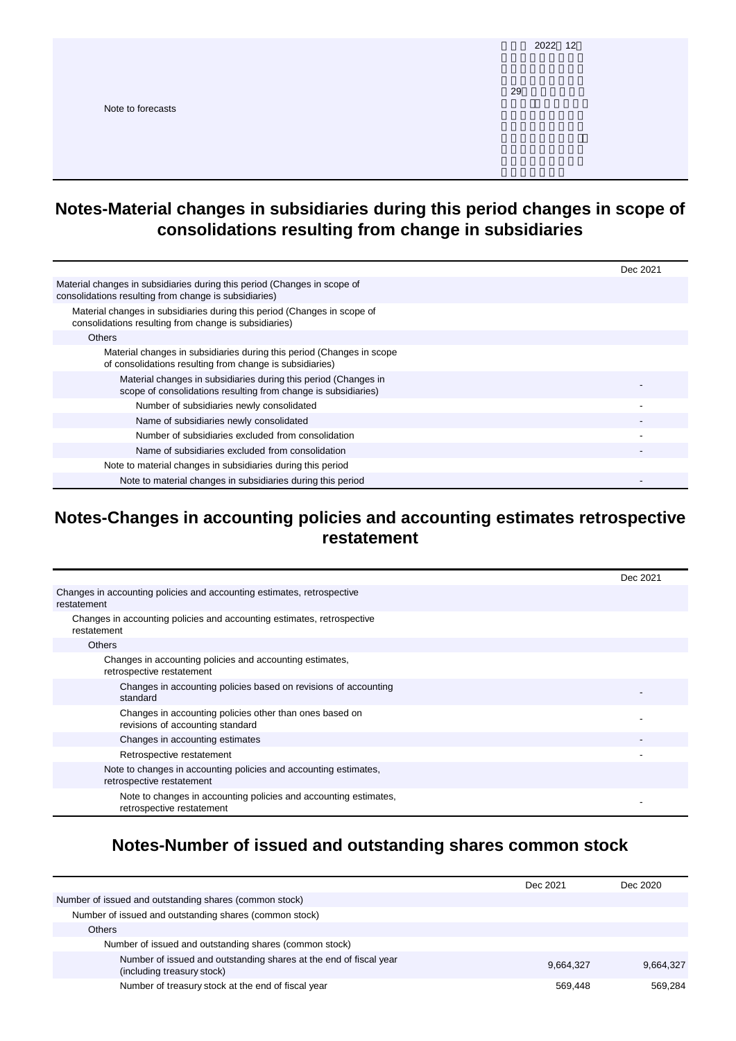| | |
|---|---|
| Note to forecasts | 2022 12 29 |

## Notes-Material changes in subsidiaries during this period changes in scope of consolidations resulting from change in subsidiaries

| | Dec 2021 |
|---|---|
| Material changes in subsidiaries during this period (Changes in scope of consolidations resulting from change is subsidiaries) | |
| Material changes in subsidiaries during this period (Changes in scope of consolidations resulting from change is subsidiaries) | |
| Others | |
| Material changes in subsidiaries during this period (Changes in scope of consolidations resulting from change is subsidiaries) | |
| Material changes in subsidiaries during this period (Changes in scope of consolidations resulting from change is subsidiaries) | - |
| Number of subsidiaries newly consolidated | - |
| Name of subsidiaries newly consolidated | - |
| Number of subsidiaries excluded from consolidation | - |
| Name of subsidiaries excluded from consolidation | - |
| Note to material changes in subsidiaries during this period | |
| Note to material changes in subsidiaries during this period | - |

## Notes-Changes in accounting policies and accounting estimates retrospective restatement

| | Dec 2021 |
|---|---|
| Changes in accounting policies and accounting estimates, retrospective restatement | |
| Changes in accounting policies and accounting estimates, retrospective restatement | |
| Others | |
| Changes in accounting policies and accounting estimates, retrospective restatement | |
| Changes in accounting policies based on revisions of accounting standard | - |
| Changes in accounting policies other than ones based on revisions of accounting standard | - |
| Changes in accounting estimates | - |
| Retrospective restatement | - |
| Note to changes in accounting policies and accounting estimates, retrospective restatement | |
| Note to changes in accounting policies and accounting estimates, retrospective restatement | - |

## Notes-Number of issued and outstanding shares common stock

| | Dec 2021 | Dec 2020 |
|---|---|---|
| Number of issued and outstanding shares (common stock) | | |
| Number of issued and outstanding shares (common stock) | | |
| Others | | |
| Number of issued and outstanding shares (common stock) | | |
| Number of issued and outstanding shares at the end of fiscal year (including treasury stock) | 9,664,327 | 9,664,327 |
| Number of treasury stock at the end of fiscal year | 569,448 | 569,284 |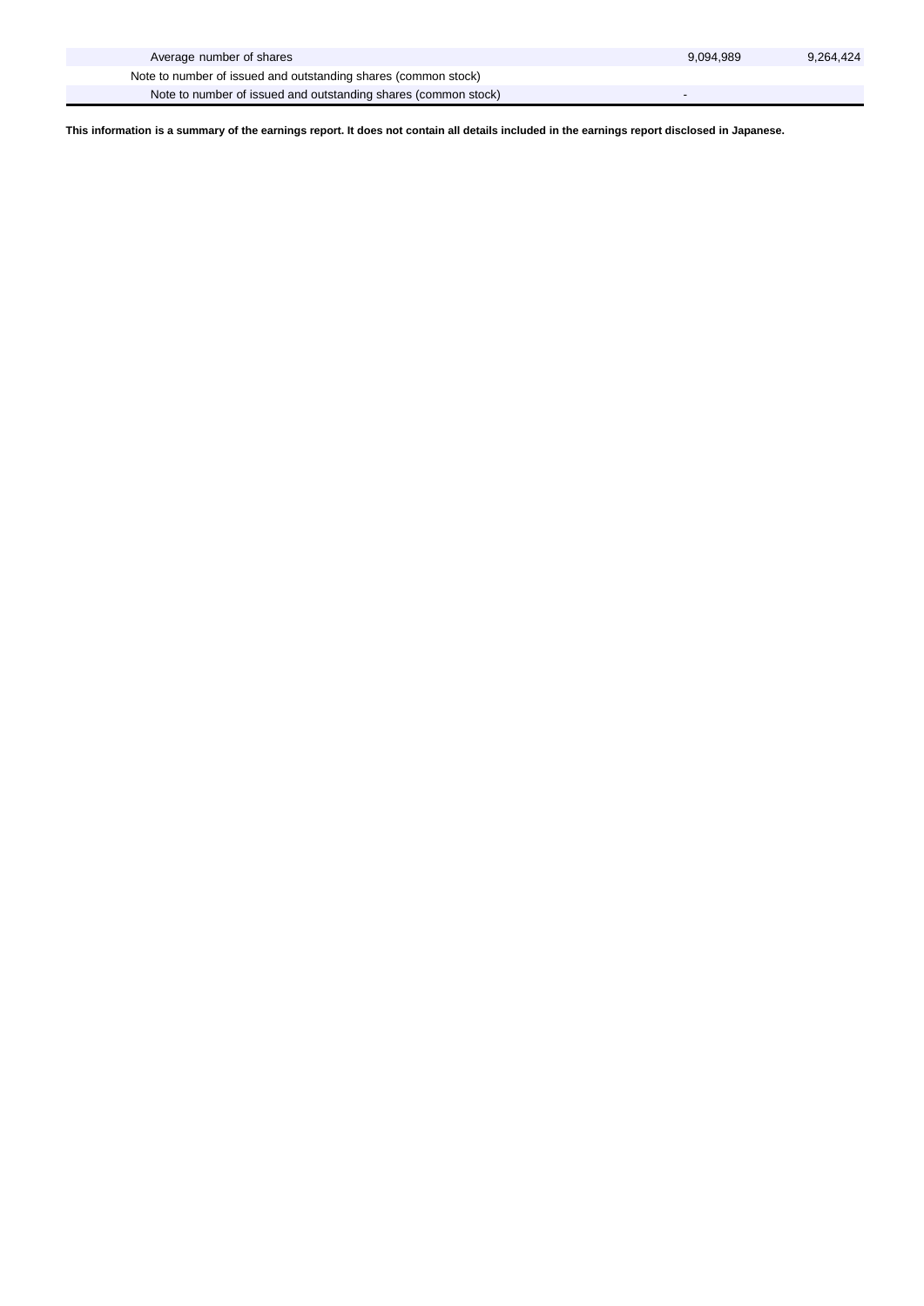| | | |
|---|---|---|
| Average number of shares | 9,094,989 | 9,264,424 |
| Note to number of issued and outstanding shares (common stock) | | |
| Note to number of issued and outstanding shares (common stock) | - | |

**This information is a summary of the earnings report. It does not contain all details included in the earnings report disclosed in Japanese.**